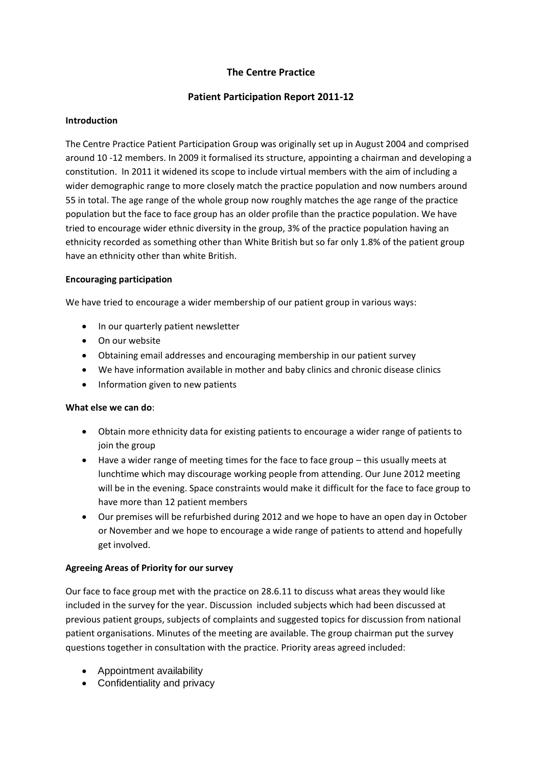# The Centre Practice

## Patient Participation Report 2011-12

**Introduction**

The Centre Practice Patient Participation Group was originally set up in August 2004 and comprised around 10 -12 members. In 2009 it formalised its structure, appointing a chairman and developing a constitution. In 2011 it widened its scope to include virtual members with the aim of including a wider demographic range to more closely match the practice population and now numbers around 55 in total. The age range of the whole group now roughly matches the age range of the practice population but the face to face group has an older profile than the practice population. We have tried to encourage wider ethnic diversity in the group, 3% of the practice population having an ethnicity recorded as something other than White British but so far only 1.8% of the patient group have an ethnicity other than white British.

**Encouraging participation**

We have tried to encourage a wider membership of our patient group in various ways:

- In our quarterly patient newsletter
- On our website
- Obtaining email addresses and encouraging membership in our patient survey
- We have information available in mother and baby clinics and chronic disease clinics
- Information given to new patients

**What else we can do**:

- Obtain more ethnicity data for existing patients to encourage a wider range of patients to join the group
- Have a wider range of meeting times for the face to face group – this usually meets at lunchtime which may discourage working people from attending. Our June 2012 meeting will be in the evening. Space constraints would make it difficult for the face to face group to have more than 12 patient members
- Our premises will be refurbished during 2012 and we hope to have an open day in October or November and we hope to encourage a wide range of patients to attend and hopefully get involved.

**Agreeing Areas of Priority for our survey**

Our face to face group met with the practice on 28.6.11 to discuss what areas they would like included in the survey for the year. Discussion included subjects which had been discussed at previous patient groups, subjects of complaints and suggested topics for discussion from national patient organisations. Minutes of the meeting are available. The group chairman put the survey questions together in consultation with the practice. Priority areas agreed included:

- Appointment availability
- Confidentiality and privacy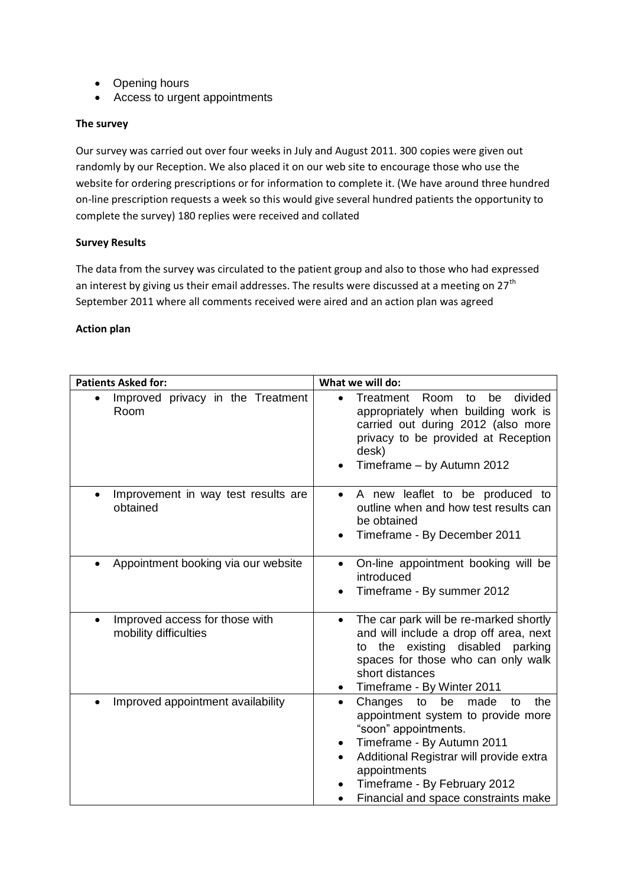- Opening hours
- Access to urgent appointments

**The survey**

Our survey was carried out over four weeks in July and August 2011. 300 copies were given out randomly by our Reception. We also placed it on our web site to encourage those who use the website for ordering prescriptions or for information to complete it. (We have around three hundred on-line prescription requests a week so this would give several hundred patients the opportunity to complete the survey) 180 replies were received and collated

**Survey Results**

The data from the survey was circulated to the patient group and also to those who had expressed an interest by giving us their email addresses. The results were discussed at a meeting on 27th September 2011 where all comments received were aired and an action plan was agreed

**Action plan**

| **Patients Asked for:** | **What we will do:** |
|---|---|
| • Improved privacy in the Treatment Room | • Treatment Room to be divided appropriately when building work is carried out during 2012 (also more privacy to be provided at Reception desk)<br>• Timeframe – by Autumn 2012 |
| • Improvement in way test results are obtained | • A new leaflet to be produced to outline when and how test results can be obtained<br>• Timeframe - By December 2011 |
| • Appointment booking via our website | • On-line appointment booking will be introduced<br>• Timeframe - By summer 2012 |
| • Improved access for those with mobility difficulties | • The car park will be re-marked shortly and will include a drop off area, next to the existing disabled parking spaces for those who can only walk short distances<br>• Timeframe - By Winter 2011 |
| • Improved appointment availability | • Changes to be made to the appointment system to provide more "soon" appointments.<br>• Timeframe - By Autumn 2011<br>• Additional Registrar will provide extra appointments<br>• Timeframe - By February 2012<br>• Financial and space constraints make |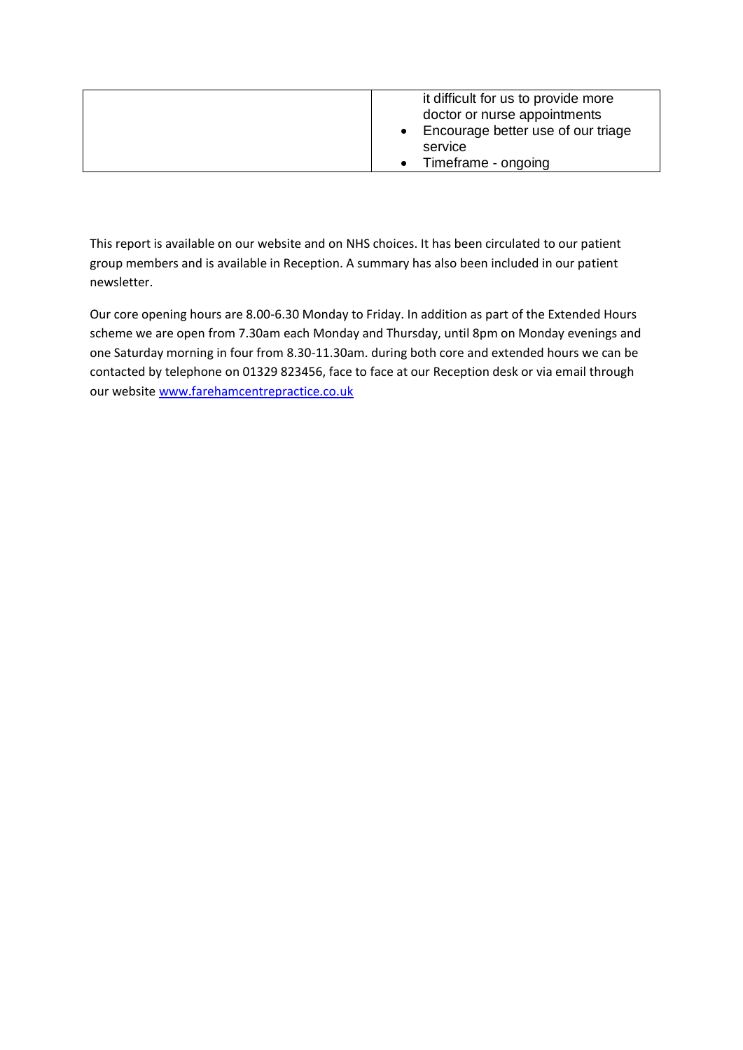| | |
|---|---|
| | it difficult for us to provide more doctor or nurse appointments<br>• Encourage better use of our triage service<br>• Timeframe - ongoing |

This report is available on our website and on NHS choices. It has been circulated to our patient group members and is available in Reception. A summary has also been included in our patient newsletter.

Our core opening hours are 8.00-6.30 Monday to Friday. In addition as part of the Extended Hours scheme we are open from 7.30am each Monday and Thursday, until 8pm on Monday evenings and one Saturday morning in four from 8.30-11.30am. during both core and extended hours we can be contacted by telephone on 01329 823456, face to face at our Reception desk or via email through our website [www.farehamcentrepractice.co.uk](http://www.farehamcentrepractice.co.uk)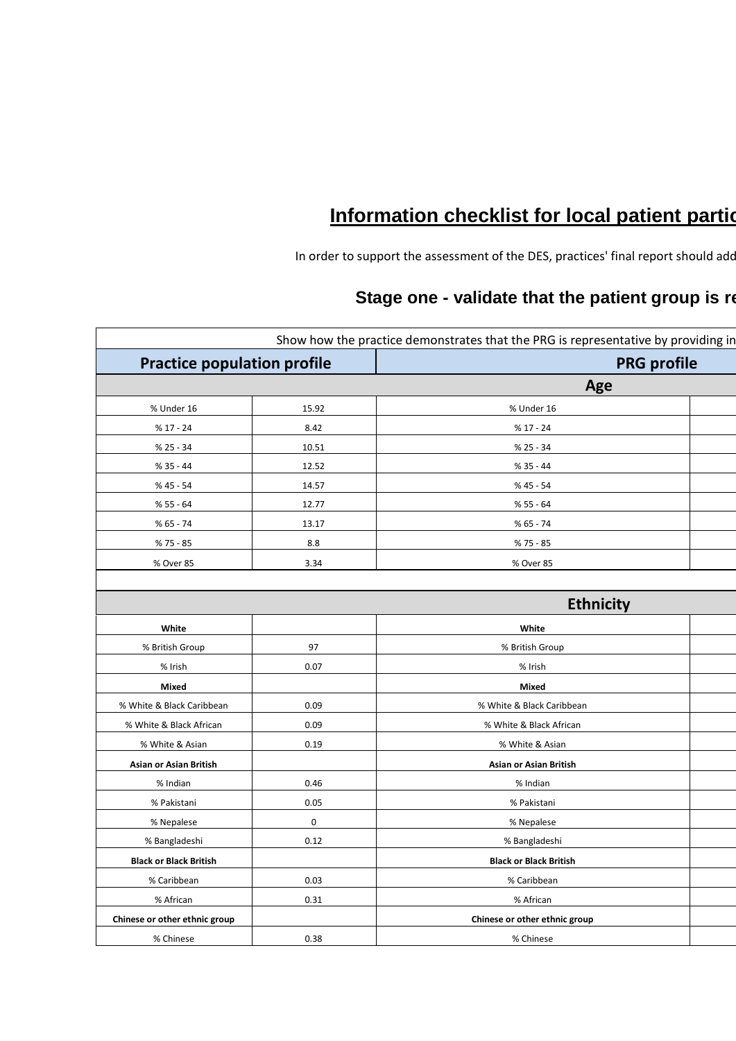# Information checklist for local patient partic

In order to support the assessment of the DES, practices' final report should add

## Stage one - validate that the patient group is re

| Show how the practice demonstrates that the PRG is representative by providing in | | | |
|---|---|---|---|
| **Practice population profile** | | **PRG profile** | |
| **Age** | | | |
| % Under 16 | 15.92 | % Under 16 | |
| % 17 - 24 | 8.42 | % 17 - 24 | |
| % 25 - 34 | 10.51 | % 25 - 34 | |
| % 35 - 44 | 12.52 | % 35 - 44 | |
| % 45 - 54 | 14.57 | % 45 - 54 | |
| % 55 - 64 | 12.77 | % 55 - 64 | |
| % 65 - 74 | 13.17 | % 65 - 74 | |
| % 75 - 85 | 8.8 | % 75 - 85 | |
| % Over 85 | 3.34 | % Over 85 | |
| | | | |
| **Ethnicity** | | | |
| **White** | | **White** | |
| % British Group | 97 | % British Group | |
| % Irish | 0.07 | % Irish | |
| **Mixed** | | **Mixed** | |
| % White & Black Caribbean | 0.09 | % White & Black Caribbean | |
| % White & Black African | 0.09 | % White & Black African | |
| % White & Asian | 0.19 | % White & Asian | |
| **Asian or Asian British** | | **Asian or Asian British** | |
| % Indian | 0.46 | % Indian | |
| % Pakistani | 0.05 | % Pakistani | |
| % Nepalese | 0 | % Nepalese | |
| % Bangladeshi | 0.12 | % Bangladeshi | |
| **Black or Black British** | | **Black or Black British** | |
| % Caribbean | 0.03 | % Caribbean | |
| % African | 0.31 | % African | |
| **Chinese or other ethnic group** | | **Chinese or other ethnic group** | |
| % Chinese | 0.38 | % Chinese | |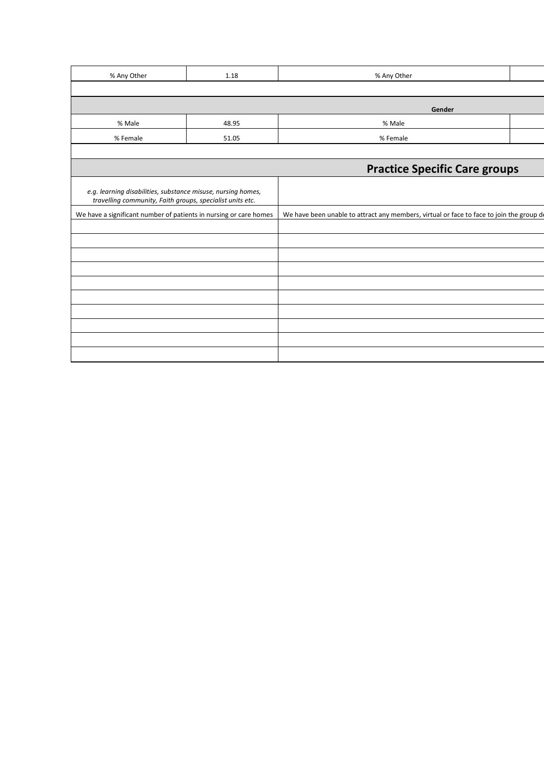| | | | |
|---|---|---|---|
| % Any Other | 1.18 | % Any Other | |

**Gender**

| | | | |
|---|---|---|---|
| % Male | 48.95 | % Male | |
| % Female | 51.05 | % Female | |

## Practice Specific Care groups

| | |
|---|---|
| *e.g. learning disabilities, substance misuse, nursing homes, travelling community, Faith groups, specialist units etc.* | |
| We have a significant number of patients in nursing or care homes | We have been unable to attract any members, virtual or face to face to join the group d |
| | |
| | |
| | |
| | |
| | |
| | |
| | |
| | |
| | |
| | |